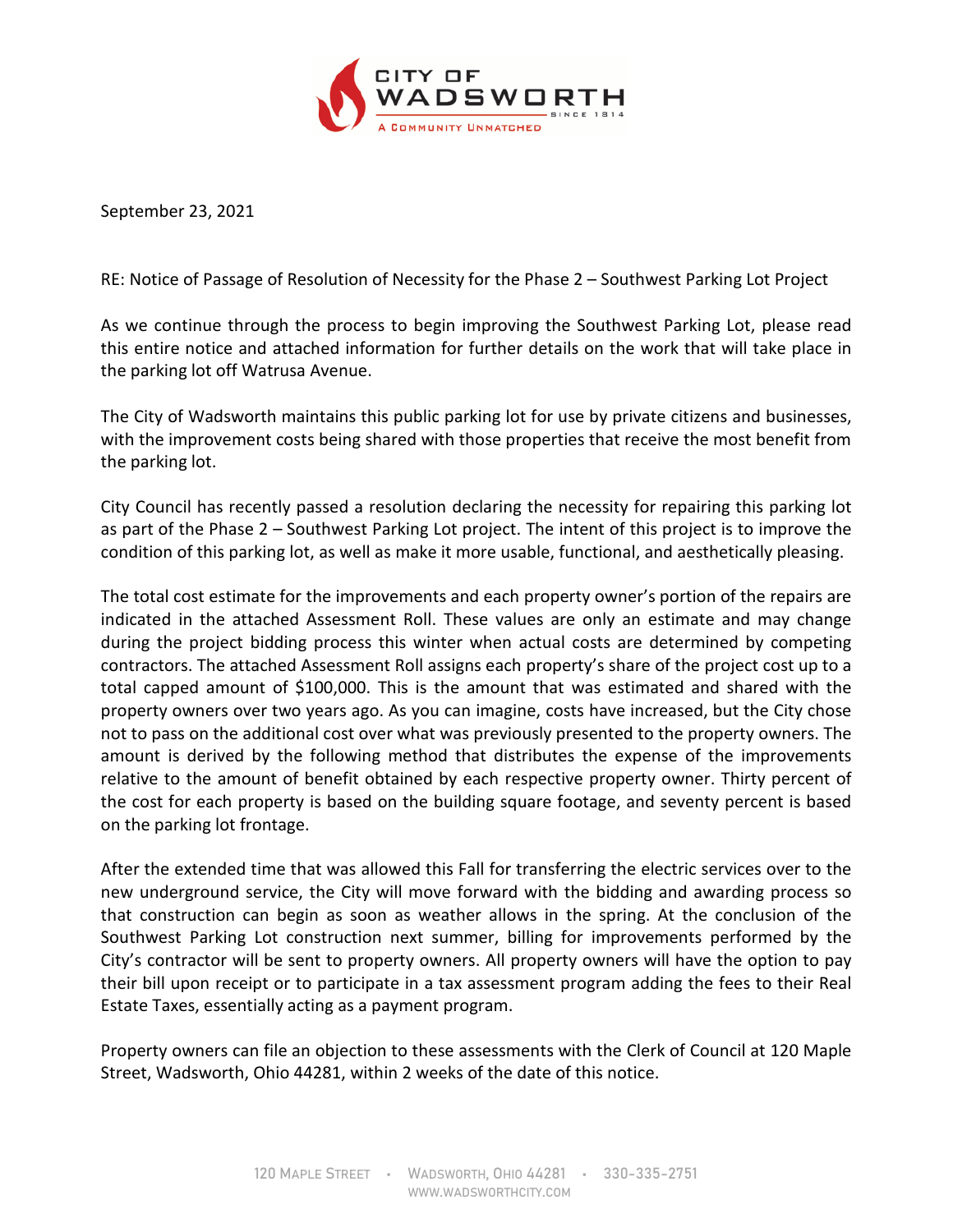CITY OF WADSWORTH

SINCE 1814

A COMMUNITY UNMATCHED

September 23, 2021

RE: Notice of Passage of Resolution of Necessity for the Phase 2 – Southwest Parking Lot Project

As we continue through the process to begin improving the Southwest Parking Lot, please read this entire notice and attached information for further details on the work that will take place in the parking lot off Watrusa Avenue.

The City of Wadsworth maintains this public parking lot for use by private citizens and businesses, with the improvement costs being shared with those properties that receive the most benefit from the parking lot.

City Council has recently passed a resolution declaring the necessity for repairing this parking lot as part of the Phase 2 – Southwest Parking Lot project. The intent of this project is to improve the condition of this parking lot, as well as make it more usable, functional, and aesthetically pleasing.

The total cost estimate for the improvements and each property owner's portion of the repairs are indicated in the attached Assessment Roll. These values are only an estimate and may change during the project bidding process this winter when actual costs are determined by competing contractors. The attached Assessment Roll assigns each property's share of the project cost up to a total capped amount of $100,000. This is the amount that was estimated and shared with the property owners over two years ago. As you can imagine, costs have increased, but the City chose not to pass on the additional cost over what was previously presented to the property owners. The amount is derived by the following method that distributes the expense of the improvements relative to the amount of benefit obtained by each respective property owner. Thirty percent of the cost for each property is based on the building square footage, and seventy percent is based on the parking lot frontage.

After the extended time that was allowed this Fall for transferring the electric services over to the new underground service, the City will move forward with the bidding and awarding process so that construction can begin as soon as weather allows in the spring. At the conclusion of the Southwest Parking Lot construction next summer, billing for improvements performed by the City's contractor will be sent to property owners. All property owners will have the option to pay their bill upon receipt or to participate in a tax assessment program adding the fees to their Real Estate Taxes, essentially acting as a payment program.

Property owners can file an objection to these assessments with the Clerk of Council at 120 Maple Street, Wadsworth, Ohio 44281, within 2 weeks of the date of this notice.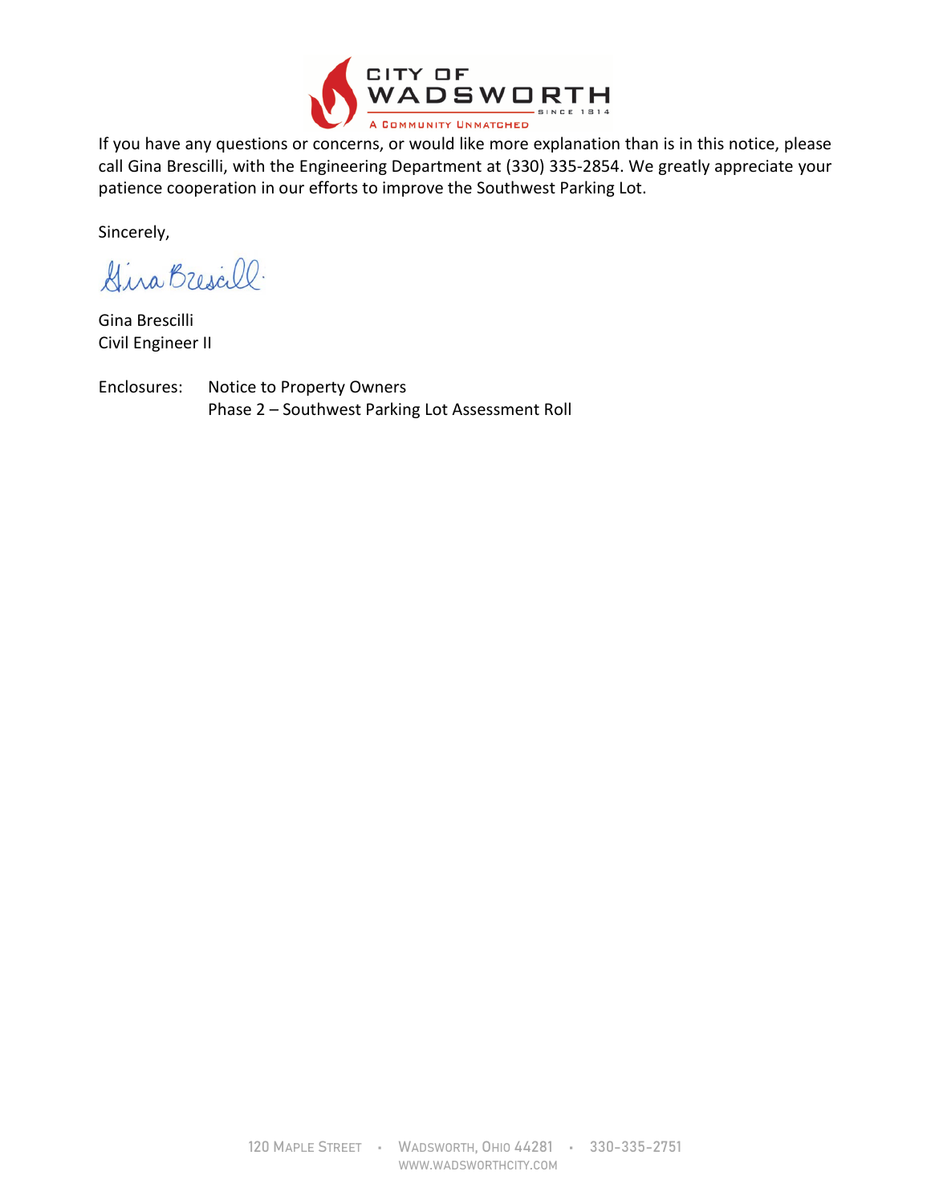If you have any questions or concerns, or would like more explanation than is in this notice, please call Gina Brescilli, with the Engineering Department at (330) 335-2854. We greatly appreciate your patience cooperation in our efforts to improve the Southwest Parking Lot.

Sincerely,

Gina Brescilli
Civil Engineer II

Enclosures: Notice to Property Owners
Phase 2 – Southwest Parking Lot Assessment Roll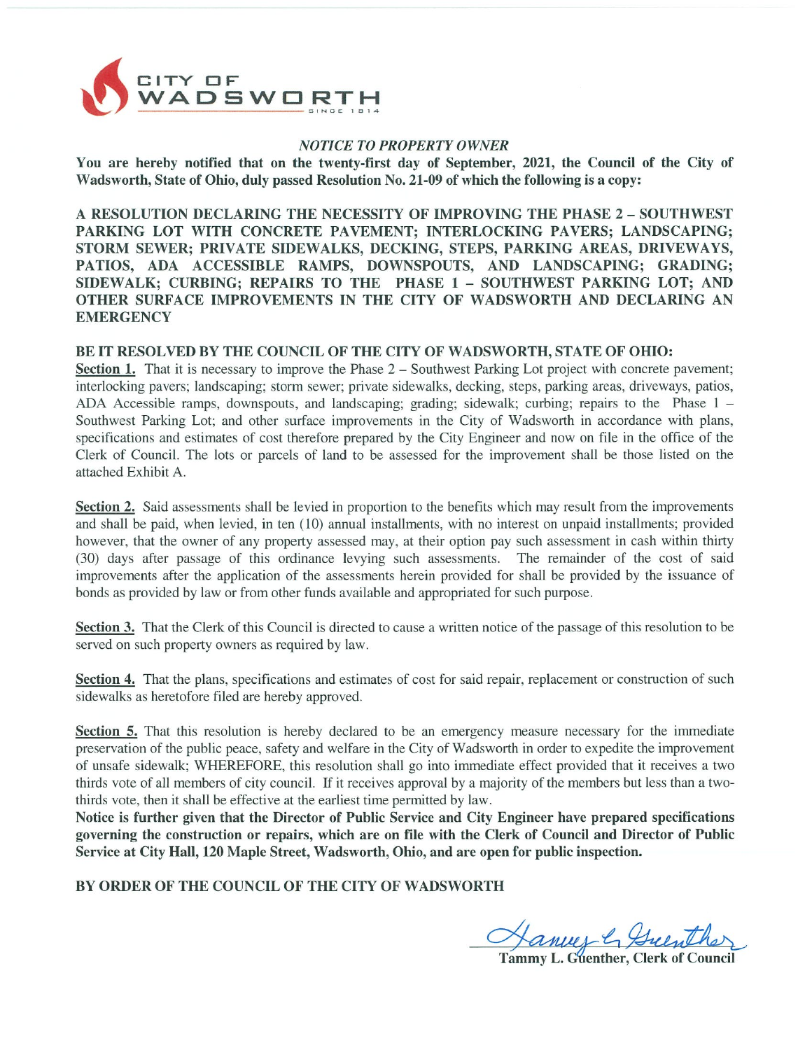CITY OF WADSWORTH

SINCE 1814

*NOTICE TO PROPERTY OWNER*

**You are hereby notified that on the twenty-first day of September, 2021, the Council of the City of Wadsworth, State of Ohio, duly passed Resolution No. 21-09 of which the following is a copy:**

**A RESOLUTION DECLARING THE NECESSITY OF IMPROVING THE PHASE 2 – SOUTHWEST PARKING LOT WITH CONCRETE PAVEMENT; INTERLOCKING PAVERS; LANDSCAPING; STORM SEWER; PRIVATE SIDEWALKS, DECKING, STEPS, PARKING AREAS, DRIVEWAYS, PATIOS, ADA ACCESSIBLE RAMPS, DOWNSPOUTS, AND LANDSCAPING; GRADING; SIDEWALK; CURBING; REPAIRS TO THE PHASE 1 – SOUTHWEST PARKING LOT; AND OTHER SURFACE IMPROVEMENTS IN THE CITY OF WADSWORTH AND DECLARING AN EMERGENCY**

**BE IT RESOLVED BY THE COUNCIL OF THE CITY OF WADSWORTH, STATE OF OHIO:**

**Section 1.** That it is necessary to improve the Phase 2 – Southwest Parking Lot project with concrete pavement; interlocking pavers; landscaping; storm sewer; private sidewalks, decking, steps, parking areas, driveways, patios, ADA Accessible ramps, downspouts, and landscaping; grading; sidewalk; curbing; repairs to the Phase 1 – Southwest Parking Lot; and other surface improvements in the City of Wadsworth in accordance with plans, specifications and estimates of cost therefore prepared by the City Engineer and now on file in the office of the Clerk of Council. The lots or parcels of land to be assessed for the improvement shall be those listed on the attached Exhibit A.

**Section 2.** Said assessments shall be levied in proportion to the benefits which may result from the improvements and shall be paid, when levied, in ten (10) annual installments, with no interest on unpaid installments; provided however, that the owner of any property assessed may, at their option pay such assessment in cash within thirty (30) days after passage of this ordinance levying such assessments. The remainder of the cost of said improvements after the application of the assessments herein provided for shall be provided by the issuance of bonds as provided by law or from other funds available and appropriated for such purpose.

**Section 3.** That the Clerk of this Council is directed to cause a written notice of the passage of this resolution to be served on such property owners as required by law.

**Section 4.** That the plans, specifications and estimates of cost for said repair, replacement or construction of such sidewalks as heretofore filed are hereby approved.

**Section 5.** That this resolution is hereby declared to be an emergency measure necessary for the immediate preservation of the public peace, safety and welfare in the City of Wadsworth in order to expedite the improvement of unsafe sidewalk; WHEREFORE, this resolution shall go into immediate effect provided that it receives a two thirds vote of all members of city council. If it receives approval by a majority of the members but less than a two-thirds vote, then it shall be effective at the earliest time permitted by law.

**Notice is further given that the Director of Public Service and City Engineer have prepared specifications governing the construction or repairs, which are on file with the Clerk of Council and Director of Public Service at City Hall, 120 Maple Street, Wadsworth, Ohio, and are open for public inspection.**

**BY ORDER OF THE COUNCIL OF THE CITY OF WADSWORTH**

*Tammy L. Guenther*

**Tammy L. Guenther, Clerk of Council**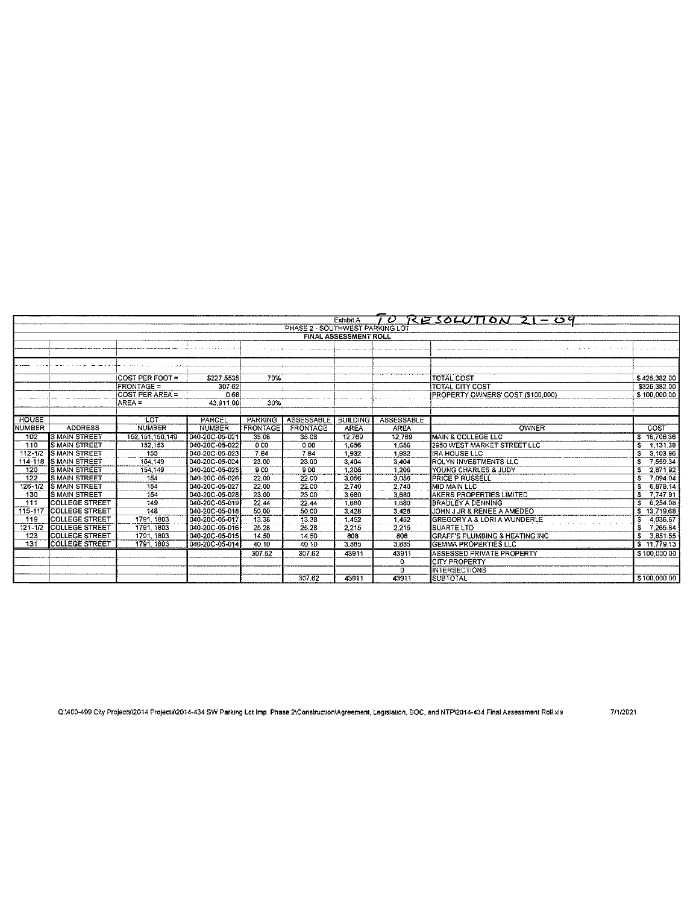Exhibit A TO RESOLUTION 21-09

PHASE 2 - SOUTHWEST PARKING LOT

FINAL ASSESSMENT ROLL

| | | | | | | | | | |
|---|---|---|---|---|---|---|---|---|---|
| | | COST PER FOOT = | $227.5535 | 70% | | | | TOTAL COST | $426,382.00 |
| | | FRONTAGE = | 307.62 | | | | | TOTAL CITY COST | $326,382.00 |
| | | COST PER AREA = | 0.68 | | | | | PROPERTY OWNERS' COST ($100,000) | $100,000.00 |
| | | AREA = | 43,911.00 | 30% | | | | | |
| HOUSE NUMBER | ADDRESS | LOT NUMBER | PARCEL NUMBER | PARKING FRONTAGE | ASSESSABLE FRONTAGE | BUILDING AREA | ASSESSABLE AREA | OWNER | COST |
| 102 | S MAIN STREET | 152,151,150,149 | 040-20C-05-021 | 35.08 | 35.08 | 12,769 | 12,769 | MAIN & COLLEGE LLC | $ 16,706.36 |
| 110 | S MAIN STREET | 152,153 | 040-20C-05-022 | 0.00 | 0.00 | 1,656 | 1,656 | 2950 WEST MARKET STREET LLC | $ 1,131.38 |
| 112-1/2 | S MAIN STREET | 153 | 040-20C-05-023 | 7.64 | 7.64 | 1,932 | 1,932 | IRA HOUSE LLC | $ 3,103.96 |
| 114-118 | S MAIN STREET | 154,149 | 040-20C-05-024 | 23.00 | 23.00 | 3,404 | 3,404 | ROLYN INVESTMENTS LLC | $ 7,559.34 |
| 120 | S MAIN STREET | 154,149 | 040-20C-05-025 | 9.00 | 9.00 | 1,206 | 1,206 | YOUNG CHARLES & JUDY | $ 2,871.92 |
| 122 | S MAIN STREET | 154 | 040-20C-05-026 | 22.00 | 22.00 | 3,056 | 3,056 | PRICE P RUSSELL | $ 7,094.04 |
| 126-1/2 | S MAIN STREET | 154 | 040-20C-05-027 | 22.00 | 22.00 | 2,740 | 2,740 | MID MAIN LLC | $ 6,878.14 |
| 130 | S MAIN STREET | 154 | 040-20C-05-028 | 23.00 | 23.00 | 3,680 | 3,680 | AKERS PROPERTIES LIMITED | $ 7,747.91 |
| 111 | COLLEGE STREET | 149 | 040-20C-05-019 | 22.44 | 22.44 | 1,680 | 1,680 | BRADLEY A DENNING | $ 6,254.08 |
| 115-117 | COLLEGE STREET | 148 | 040-20C-05-018 | 50.00 | 50.00 | 3,428 | 3,428 | JOHN J JR & RENEE A AMEDEO | $ 13,719.68 |
| 119 | COLLEGE STREET | 1791, 1803 | 040-20C-05-017 | 13.38 | 13.38 | 1,452 | 1,452 | GREGORY A & LORI A WUNDERLE | $ 4,036.67 |
| 121-1/2 | COLLEGE STREET | 1791, 1803 | 040-20C-05-016 | 25.28 | 25.28 | 2,215 | 2,215 | SUARTE LTD | $ 7,265.84 |
| 123 | COLLEGE STREET | 1791, 1803 | 040-20C-05-015 | 14.50 | 14.50 | 808 | 808 | GRAFF'S PLUMBING & HEATING INC | $ 3,851.55 |
| 131 | COLLEGE STREET | 1791, 1803 | 040-20C-05-014 | 40.10 | 40.10 | 3,885 | 3,885 | GEMMA PROPERTIES LLC | $ 11,779.13 |
| | | | | 307.62 | 307.62 | 43911 | 43911 | ASSESSED PRIVATE PROPERTY | $100,000.00 |
| | | | | | | | 0 | CITY PROPERTY | |
| | | | | | | | 0 | INTERSECTIONS | |
| | | | | | 307.62 | 43911 | 43911 | SUBTOTAL | $100,000.00 |

Q:\400-499 City Projects\2014 Projects\2014-434 SW Parking Lot Imp. Phase 2\Construction\Agreement, Legislation, BOC, and NTP\2014-434 Final Assessment Roll.xls 7/1/2021